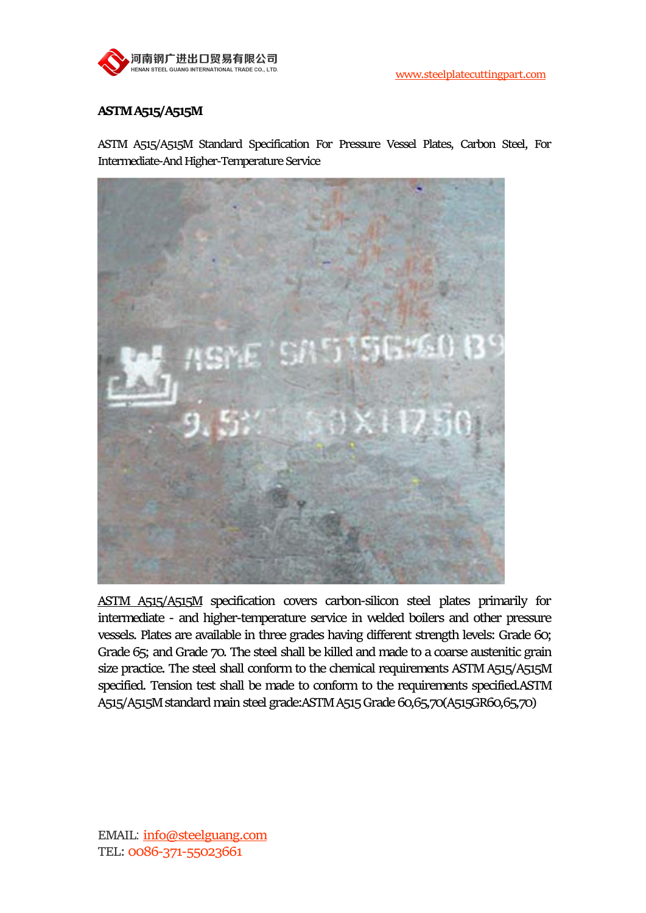# ASTM A515/A515M

ASTM A515/A515M Standard Specification For Pressure Vessel Plates, Carbon Steel, For Intermediate-And Higher-Temperature Service

ASTM A515/A515M specification covers carbon-silicon steel plates primarily for intermediate - and higher-temperature service in welded boilers and other pressure vessels. Plates are available in three grades having different strength levels: Grade 60; Grade 65; and Grade 70. The steel shall be killed and made to a coarse austenitic grain size practice. The steel shall conform to the chemical requirements ASTM A515/A515M specified. Tension test shall be made to conform to the requirements specified.ASTM A515/A515M standard main steel grade:ASTM A515 Grade 60,65,70(A515GR60,65,70)

EMAIL: info@steelguang.com
TEL: 0086-371-55023661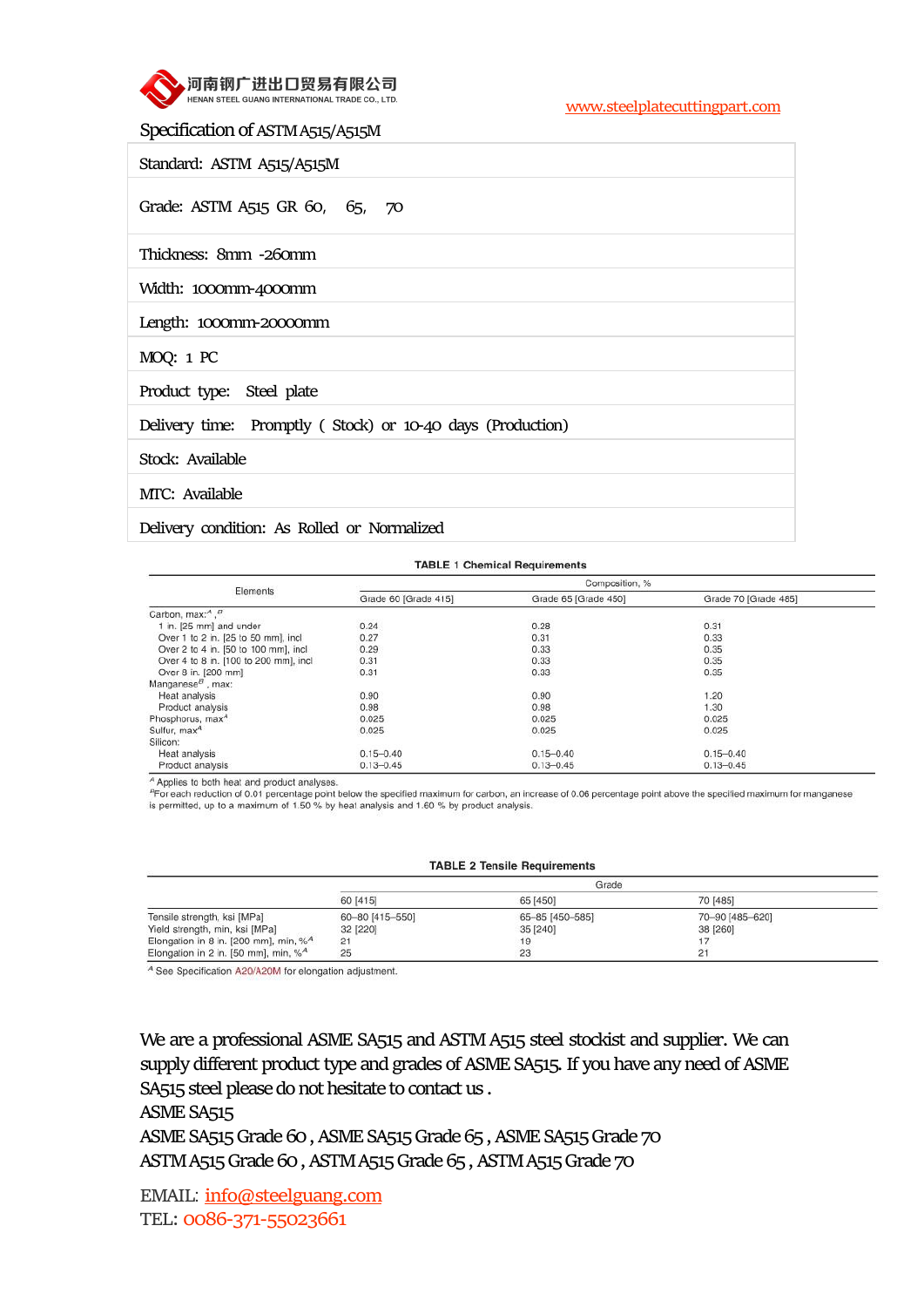河南钢广进出口贸易有限公司
HENAN STEEL GUANG INTERNATIONAL TRADE CO., LTD.

www.steelplatecuttingpart.com

Specification of ASTM A515/A515M

| |
|---|
| Standard: ASTM A515/A515M |
| Grade: ASTM A515 GR 60, 65, 70 |
| Thickness: 8mm -260mm |
| Width: 1000mm-4000mm |
| Length: 1000mm-20000mm |
| MOQ: 1 PC |
| Product type: Steel plate |
| Delivery time: Promptly ( Stock) or 10-40 days (Production) |
| Stock: Available |
| MTC: Available |
| Delivery condition: As Rolled or Normalized |

**TABLE 1 Chemical Requirements**

| Elements | Composition, % | | |
|---|---|---|---|
| | Grade 60 [Grade 415] | Grade 65 [Grade 450] | Grade 70 [Grade 485] |
| Carbon, max:[A],[B] | | | |
| 1 in. [25 mm] and under | 0.24 | 0.28 | 0.31 |
| Over 1 to 2 in. [25 to 50 mm], incl | 0.27 | 0.31 | 0.33 |
| Over 2 to 4 in. [50 to 100 mm], incl | 0.29 | 0.33 | 0.35 |
| Over 4 to 8 in. [100 to 200 mm], incl | 0.31 | 0.33 | 0.35 |
| Over 8 in. [200 mm] | 0.31 | 0.33 | 0.35 |
| Manganese[B], max: | | | |
| Heat analysis | 0.90 | 0.90 | 1.20 |
| Product analysis | 0.98 | 0.98 | 1.30 |
| Phosphorus, max[A] | 0.025 | 0.025 | 0.025 |
| Sulfur, max[A] | 0.025 | 0.025 | 0.025 |
| Silicon: | | | |
| Heat analysis | 0.15–0.40 | 0.15–0.40 | 0.15–0.40 |
| Product analysis | 0.13–0.45 | 0.13–0.45 | 0.13–0.45 |

[A] Applies to both heat and product analyses.
[B] For each reduction of 0.01 percentage point below the specified maximum for carbon, an increase of 0.06 percentage point above the specified maximum for manganese is permitted, up to a maximum of 1.50 % by heat analysis and 1.60 % by product analysis.

**TABLE 2 Tensile Requirements**

| | Grade | | |
|---|---|---|---|
| | 60 [415] | 65 [450] | 70 [485] |
| Tensile strength, ksi [MPa] | 60–80 [415–550] | 65–85 [450–585] | 70–90 [485–620] |
| Yield strength, min, ksi [MPa] | 32 [220] | 35 [240] | 38 [260] |
| Elongation in 8 in. [200 mm], min, %[A] | 21 | 19 | 17 |
| Elongation in 2 in. [50 mm], min, %[A] | 25 | 23 | 21 |

[A] See Specification A20/A20M for elongation adjustment.

We are a professional ASME SA515 and ASTM A515 steel stockist and supplier. We can supply different product type and grades of ASME SA515. If you have any need of ASME SA515 steel please do not hesitate to contact us .

ASME SA515

ASME SA515 Grade 60 , ASME SA515 Grade 65 , ASME SA515 Grade 70

ASTM A515 Grade 60 , ASTM A515 Grade 65 , ASTM A515 Grade 70

EMAIL: info@steelguang.com

TEL: 0086-371-55023661